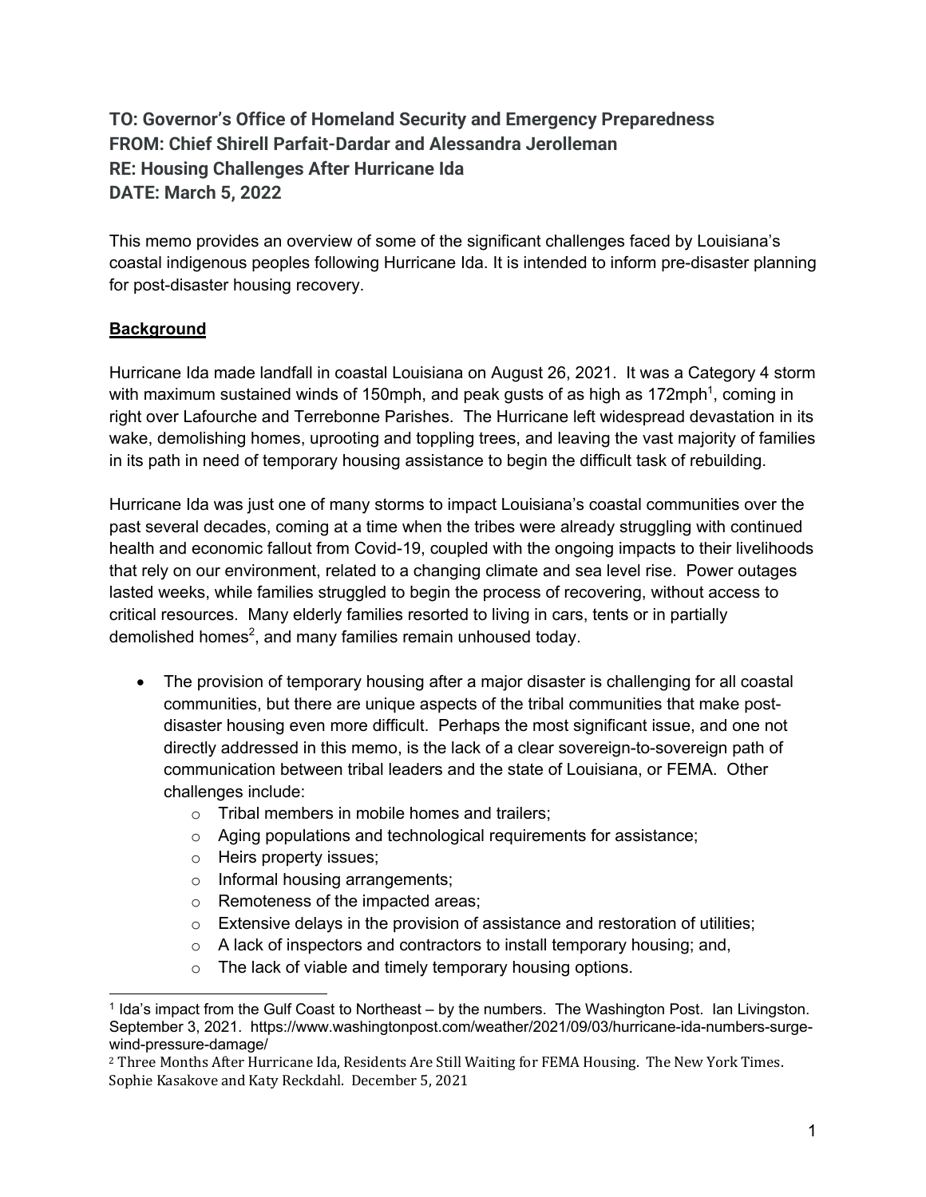**TO: Governor's Office of Homeland Security and Emergency Preparedness**
**FROM: Chief Shirell Parfait-Dardar and Alessandra Jerolleman**
**RE: Housing Challenges After Hurricane Ida**
**DATE: March 5, 2022**

This memo provides an overview of some of the significant challenges faced by Louisiana's coastal indigenous peoples following Hurricane Ida. It is intended to inform pre-disaster planning for post-disaster housing recovery.

## Background

Hurricane Ida made landfall in coastal Louisiana on August 26, 2021. It was a Category 4 storm with maximum sustained winds of 150mph, and peak gusts of as high as 172mph[1], coming in right over Lafourche and Terrebonne Parishes. The Hurricane left widespread devastation in its wake, demolishing homes, uprooting and toppling trees, and leaving the vast majority of families in its path in need of temporary housing assistance to begin the difficult task of rebuilding.

Hurricane Ida was just one of many storms to impact Louisiana's coastal communities over the past several decades, coming at a time when the tribes were already struggling with continued health and economic fallout from Covid-19, coupled with the ongoing impacts to their livelihoods that rely on our environment, related to a changing climate and sea level rise. Power outages lasted weeks, while families struggled to begin the process of recovering, without access to critical resources. Many elderly families resorted to living in cars, tents or in partially demolished homes[2], and many families remain unhoused today.

- The provision of temporary housing after a major disaster is challenging for all coastal communities, but there are unique aspects of the tribal communities that make post-disaster housing even more difficult. Perhaps the most significant issue, and one not directly addressed in this memo, is the lack of a clear sovereign-to-sovereign path of communication between tribal leaders and the state of Louisiana, or FEMA. Other challenges include:
  - Tribal members in mobile homes and trailers;
  - Aging populations and technological requirements for assistance;
  - Heirs property issues;
  - Informal housing arrangements;
  - Remoteness of the impacted areas;
  - Extensive delays in the provision of assistance and restoration of utilities;
  - A lack of inspectors and contractors to install temporary housing; and,
  - The lack of viable and timely temporary housing options.

---

[1] Ida's impact from the Gulf Coast to Northeast – by the numbers. The Washington Post. Ian Livingston. September 3, 2021. https://www.washingtonpost.com/weather/2021/09/03/hurricane-ida-numbers-surge-wind-pressure-damage/

[2] Three Months After Hurricane Ida, Residents Are Still Waiting for FEMA Housing. The New York Times. Sophie Kasakove and Katy Reckdahl. December 5, 2021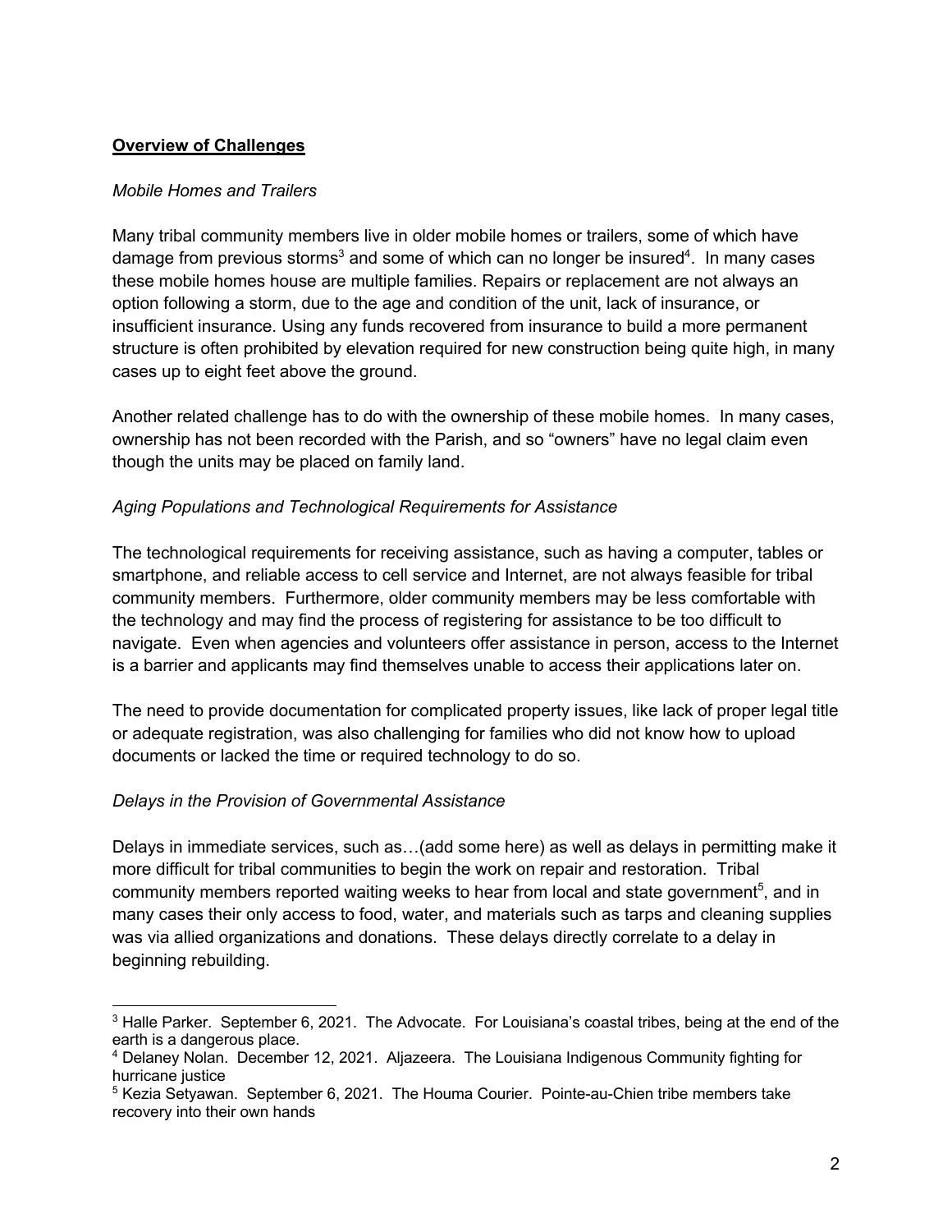**Overview of Challenges**

*Mobile Homes and Trailers*

Many tribal community members live in older mobile homes or trailers, some of which have damage from previous storms[3] and some of which can no longer be insured[4]. In many cases these mobile homes house are multiple families. Repairs or replacement are not always an option following a storm, due to the age and condition of the unit, lack of insurance, or insufficient insurance. Using any funds recovered from insurance to build a more permanent structure is often prohibited by elevation required for new construction being quite high, in many cases up to eight feet above the ground.

Another related challenge has to do with the ownership of these mobile homes. In many cases, ownership has not been recorded with the Parish, and so "owners" have no legal claim even though the units may be placed on family land.

*Aging Populations and Technological Requirements for Assistance*

The technological requirements for receiving assistance, such as having a computer, tables or smartphone, and reliable access to cell service and Internet, are not always feasible for tribal community members. Furthermore, older community members may be less comfortable with the technology and may find the process of registering for assistance to be too difficult to navigate. Even when agencies and volunteers offer assistance in person, access to the Internet is a barrier and applicants may find themselves unable to access their applications later on.

The need to provide documentation for complicated property issues, like lack of proper legal title or adequate registration, was also challenging for families who did not know how to upload documents or lacked the time or required technology to do so.

*Delays in the Provision of Governmental Assistance*

Delays in immediate services, such as…(add some here) as well as delays in permitting make it more difficult for tribal communities to begin the work on repair and restoration. Tribal community members reported waiting weeks to hear from local and state government[5], and in many cases their only access to food, water, and materials such as tarps and cleaning supplies was via allied organizations and donations. These delays directly correlate to a delay in beginning rebuilding.

---

[3] Halle Parker. September 6, 2021. The Advocate. For Louisiana's coastal tribes, being at the end of the earth is a dangerous place.

[4] Delaney Nolan. December 12, 2021. Aljazeera. The Louisiana Indigenous Community fighting for hurricane justice

[5] Kezia Setyawan. September 6, 2021. The Houma Courier. Pointe-au-Chien tribe members take recovery into their own hands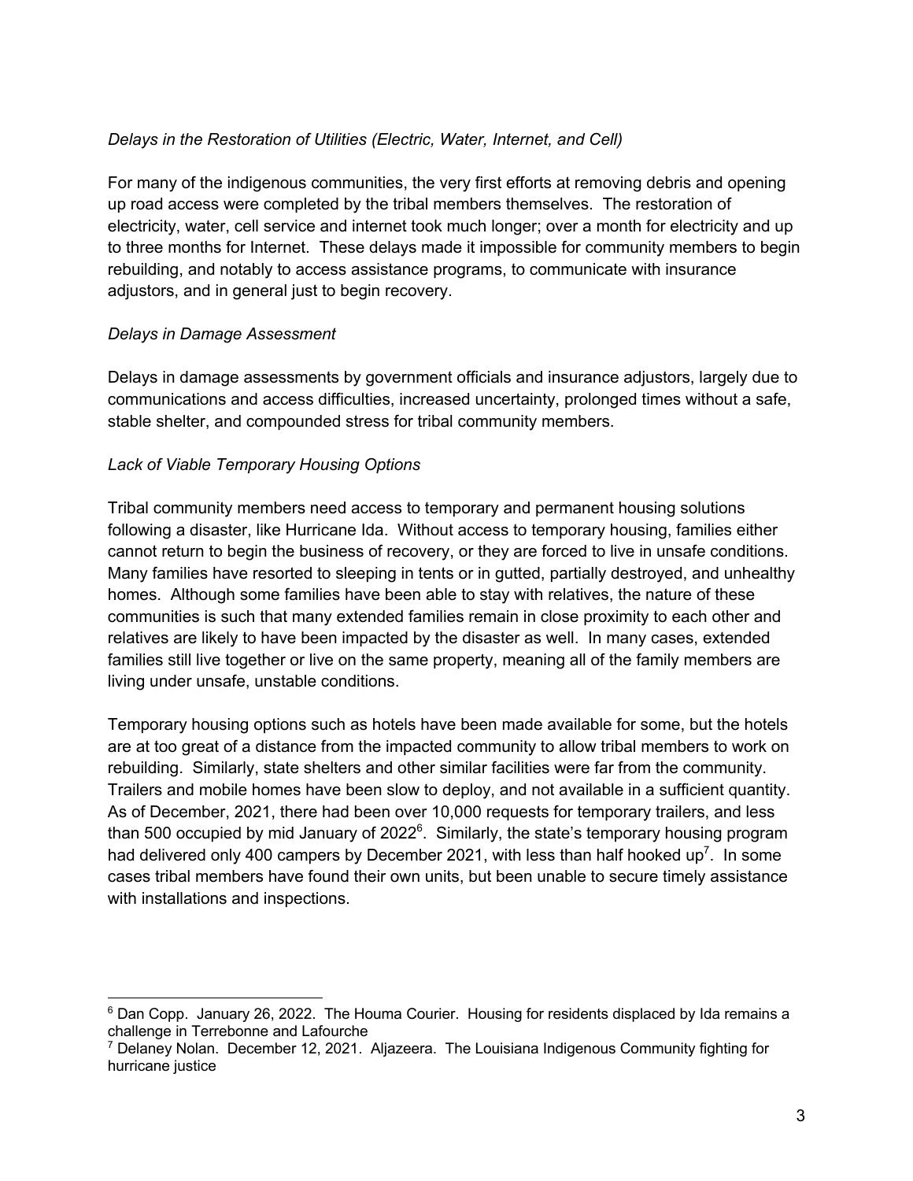*Delays in the Restoration of Utilities (Electric, Water, Internet, and Cell)*

For many of the indigenous communities, the very first efforts at removing debris and opening up road access were completed by the tribal members themselves. The restoration of electricity, water, cell service and internet took much longer; over a month for electricity and up to three months for Internet. These delays made it impossible for community members to begin rebuilding, and notably to access assistance programs, to communicate with insurance adjustors, and in general just to begin recovery.

*Delays in Damage Assessment*

Delays in damage assessments by government officials and insurance adjustors, largely due to communications and access difficulties, increased uncertainty, prolonged times without a safe, stable shelter, and compounded stress for tribal community members.

*Lack of Viable Temporary Housing Options*

Tribal community members need access to temporary and permanent housing solutions following a disaster, like Hurricane Ida. Without access to temporary housing, families either cannot return to begin the business of recovery, or they are forced to live in unsafe conditions. Many families have resorted to sleeping in tents or in gutted, partially destroyed, and unhealthy homes. Although some families have been able to stay with relatives, the nature of these communities is such that many extended families remain in close proximity to each other and relatives are likely to have been impacted by the disaster as well. In many cases, extended families still live together or live on the same property, meaning all of the family members are living under unsafe, unstable conditions.

Temporary housing options such as hotels have been made available for some, but the hotels are at too great of a distance from the impacted community to allow tribal members to work on rebuilding. Similarly, state shelters and other similar facilities were far from the community. Trailers and mobile homes have been slow to deploy, and not available in a sufficient quantity. As of December, 2021, there had been over 10,000 requests for temporary trailers, and less than 500 occupied by mid January of 2022[6]. Similarly, the state's temporary housing program had delivered only 400 campers by December 2021, with less than half hooked up[7]. In some cases tribal members have found their own units, but been unable to secure timely assistance with installations and inspections.

---

[6] Dan Copp. January 26, 2022. The Houma Courier. Housing for residents displaced by Ida remains a challenge in Terrebonne and Lafourche

[7] Delaney Nolan. December 12, 2021. Aljazeera. The Louisiana Indigenous Community fighting for hurricane justice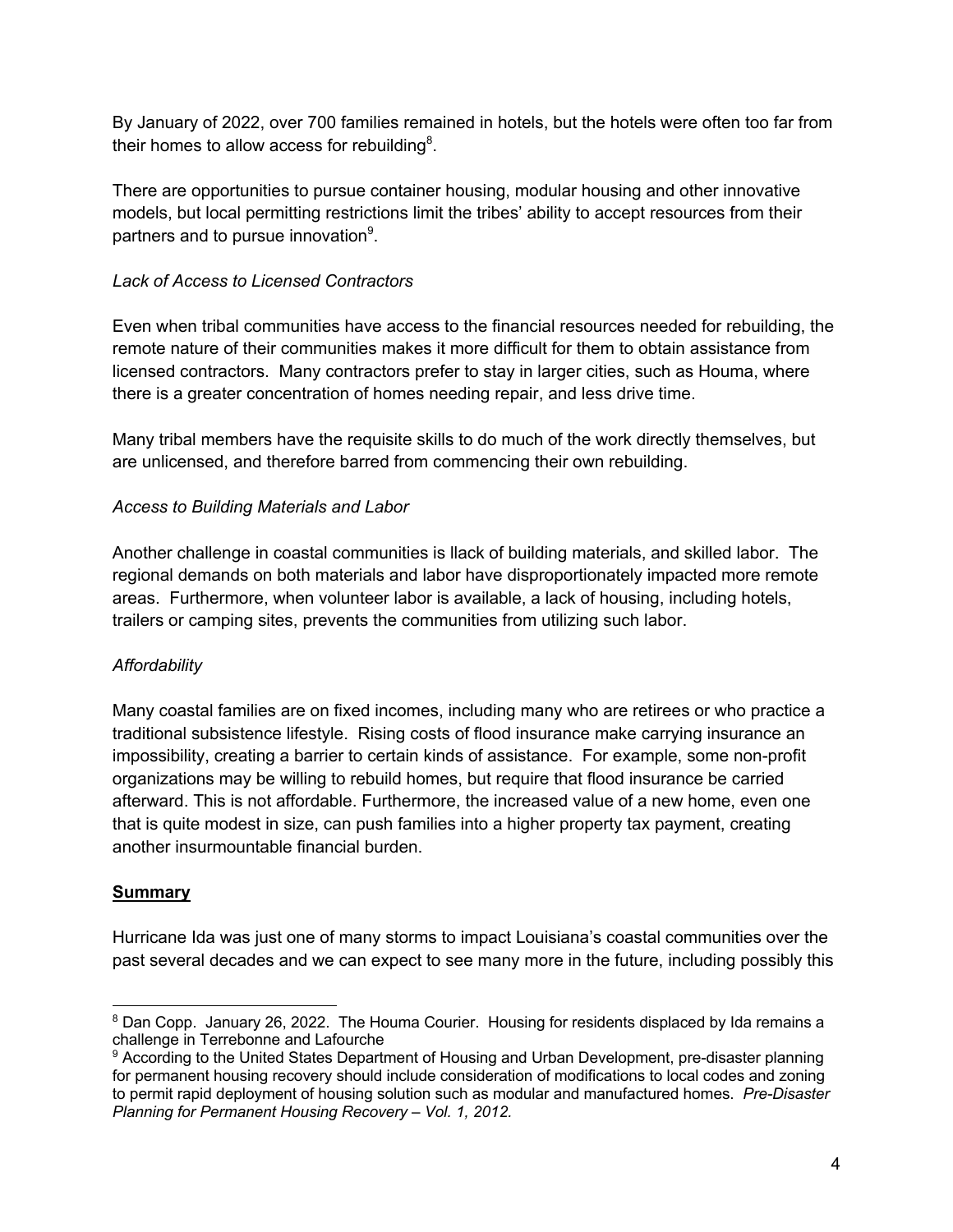By January of 2022, over 700 families remained in hotels, but the hotels were often too far from their homes to allow access for rebuilding[8].

There are opportunities to pursue container housing, modular housing and other innovative models, but local permitting restrictions limit the tribes' ability to accept resources from their partners and to pursue innovation[9].

*Lack of Access to Licensed Contractors*

Even when tribal communities have access to the financial resources needed for rebuilding, the remote nature of their communities makes it more difficult for them to obtain assistance from licensed contractors. Many contractors prefer to stay in larger cities, such as Houma, where there is a greater concentration of homes needing repair, and less drive time.

Many tribal members have the requisite skills to do much of the work directly themselves, but are unlicensed, and therefore barred from commencing their own rebuilding.

*Access to Building Materials and Labor*

Another challenge in coastal communities is llack of building materials, and skilled labor. The regional demands on both materials and labor have disproportionately impacted more remote areas. Furthermore, when volunteer labor is available, a lack of housing, including hotels, trailers or camping sites, prevents the communities from utilizing such labor.

*Affordability*

Many coastal families are on fixed incomes, including many who are retirees or who practice a traditional subsistence lifestyle. Rising costs of flood insurance make carrying insurance an impossibility, creating a barrier to certain kinds of assistance. For example, some non-profit organizations may be willing to rebuild homes, but require that flood insurance be carried afterward. This is not affordable. Furthermore, the increased value of a new home, even one that is quite modest in size, can push families into a higher property tax payment, creating another insurmountable financial burden.

## **Summary**

Hurricane Ida was just one of many storms to impact Louisiana's coastal communities over the past several decades and we can expect to see many more in the future, including possibly this

---

[8] Dan Copp. January 26, 2022. The Houma Courier. Housing for residents displaced by Ida remains a challenge in Terrebonne and Lafourche

[9] According to the United States Department of Housing and Urban Development, pre-disaster planning for permanent housing recovery should include consideration of modifications to local codes and zoning to permit rapid deployment of housing solution such as modular and manufactured homes. *Pre-Disaster Planning for Permanent Housing Recovery – Vol. 1, 2012.*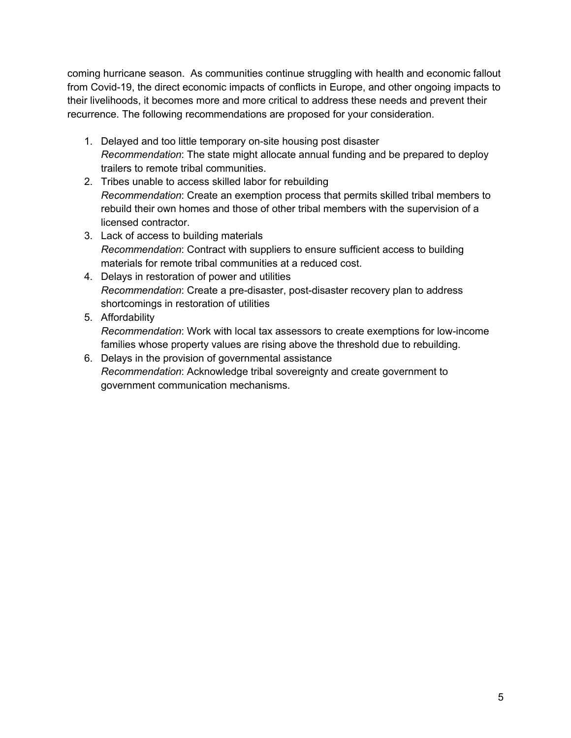coming hurricane season. As communities continue struggling with health and economic fallout from Covid-19, the direct economic impacts of conflicts in Europe, and other ongoing impacts to their livelihoods, it becomes more and more critical to address these needs and prevent their recurrence. The following recommendations are proposed for your consideration.

1. Delayed and too little temporary on-site housing post disaster
   *Recommendation*: The state might allocate annual funding and be prepared to deploy trailers to remote tribal communities.
2. Tribes unable to access skilled labor for rebuilding
   *Recommendation*: Create an exemption process that permits skilled tribal members to rebuild their own homes and those of other tribal members with the supervision of a licensed contractor.
3. Lack of access to building materials
   *Recommendation*: Contract with suppliers to ensure sufficient access to building materials for remote tribal communities at a reduced cost.
4. Delays in restoration of power and utilities
   *Recommendation*: Create a pre-disaster, post-disaster recovery plan to address shortcomings in restoration of utilities
5. Affordability
   *Recommendation*: Work with local tax assessors to create exemptions for low-income families whose property values are rising above the threshold due to rebuilding.
6. Delays in the provision of governmental assistance
   *Recommendation*: Acknowledge tribal sovereignty and create government to government communication mechanisms.